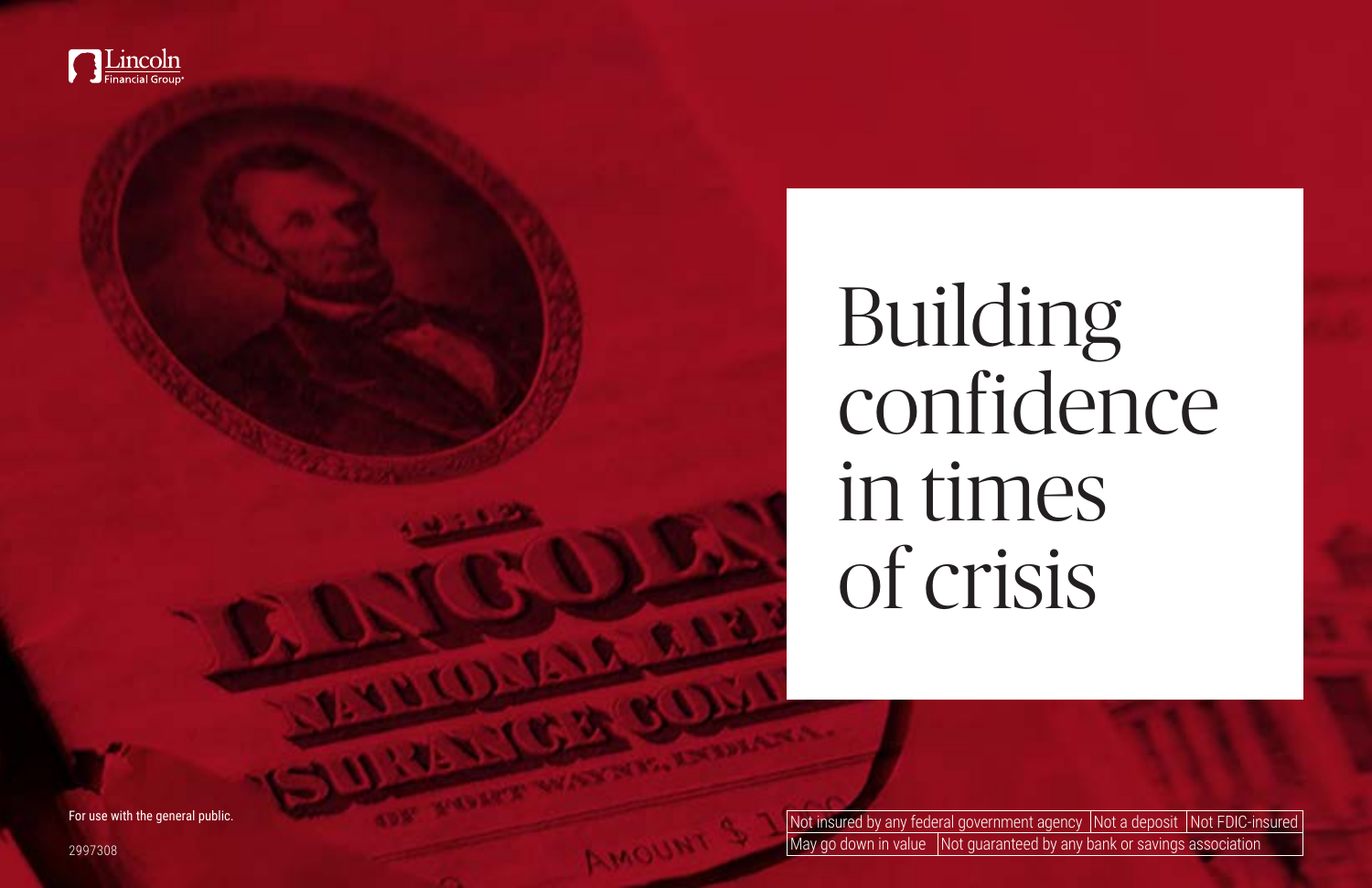Lincoln Financial Group

# Building confidence in times of crisis

For use with the general public.

2997308

| Not insured by any federal government agency | Not a deposit | Not FDIC-insured |
| --- | --- | --- |
| May go down in value | Not guaranteed by any bank or savings association | |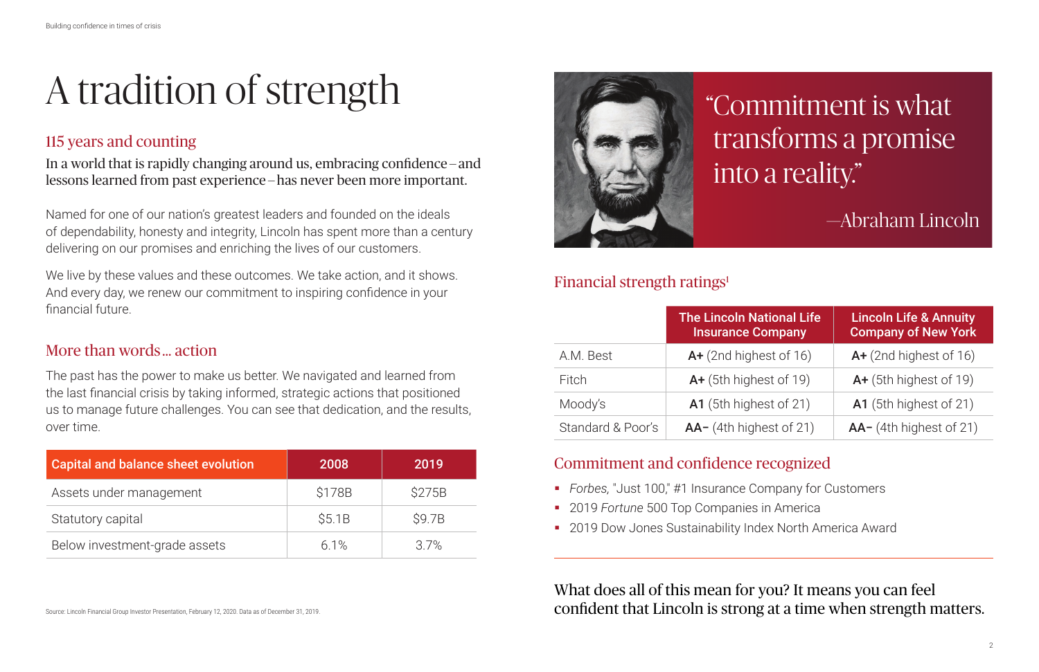# A tradition of strength

## 115 years and counting

In a world that is rapidly changing around us, embracing confidence – and lessons learned from past experience – has never been more important.

Named for one of our nation's greatest leaders and founded on the ideals of dependability, honesty and integrity, Lincoln has spent more than a century delivering on our promises and enriching the lives of our customers.

We live by these values and these outcomes. We take action, and it shows. And every day, we renew our commitment to inspiring confidence in your financial future.

## More than words… action

The past has the power to make us better. We navigated and learned from the last financial crisis by taking informed, strategic actions that positioned us to manage future challenges. You can see that dedication, and the results, over time.

| Capital and balance sheet evolution | 2008 | 2019 |
| --- | --- | --- |
| Assets under management | $178B | $275B |
| Statutory capital | $5.1B | $9.7B |
| Below investment-grade assets | 6.1% | 3.7% |

Source: Lincoln Financial Group Investor Presentation, February 12, 2020. Data as of December 31, 2019.

"Commitment is what transforms a promise into a reality."

—Abraham Lincoln

## Financial strength ratings[1]

| | The Lincoln National Life Insurance Company | Lincoln Life & Annuity Company of New York |
| --- | --- | --- |
| A.M. Best | **A+** (2nd highest of 16) | **A+** (2nd highest of 16) |
| Fitch | **A+** (5th highest of 19) | **A+** (5th highest of 19) |
| Moody's | **A1** (5th highest of 21) | **A1** (5th highest of 21) |
| Standard & Poor's | **AA–** (4th highest of 21) | **AA–** (4th highest of 21) |

## Commitment and confidence recognized

- *Forbes,* "Just 100," #1 Insurance Company for Customers
- 2019 *Fortune* 500 Top Companies in America
- 2019 Dow Jones Sustainability Index North America Award

What does all of this mean for you? It means you can feel confident that Lincoln is strong at a time when strength matters.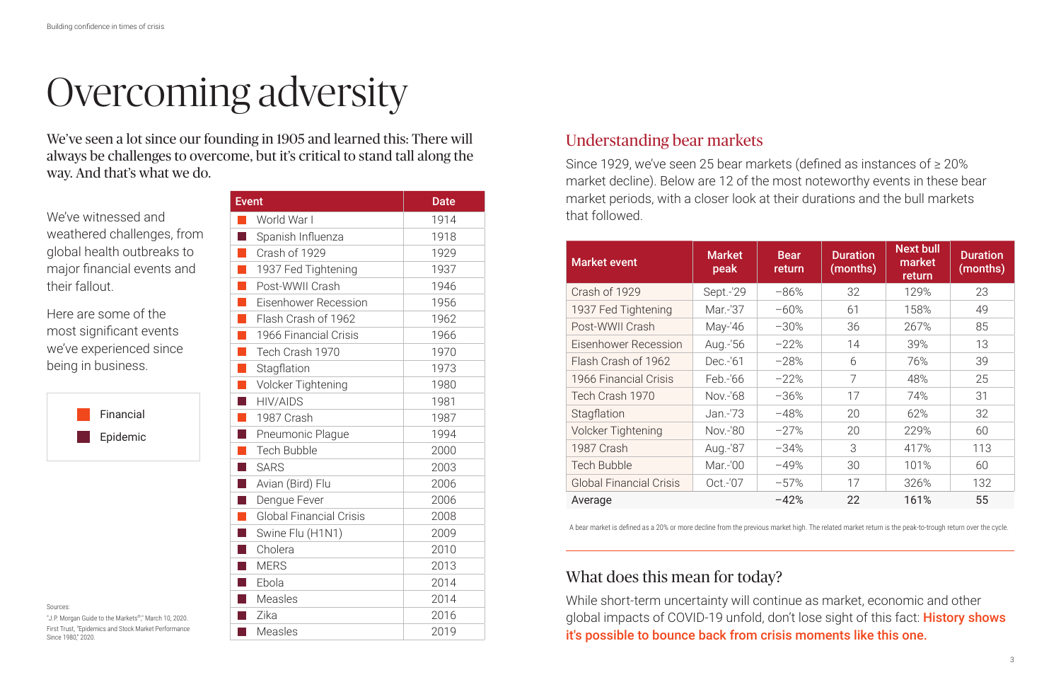# Overcoming adversity

We've seen a lot since our founding in 1905 and learned this: There will always be challenges to overcome, but it's critical to stand tall along the way. And that's what we do.

We've witnessed and weathered challenges, from global health outbreaks to major financial events and their fallout.

Here are some of the most significant events we've experienced since being in business.

| Event | Date |
|---|---|
| World War I | 1914 |
| Spanish Influenza | 1918 |
| Crash of 1929 | 1929 |
| 1937 Fed Tightening | 1937 |
| Post-WWII Crash | 1946 |
| Eisenhower Recession | 1956 |
| Flash Crash of 1962 | 1962 |
| 1966 Financial Crisis | 1966 |
| Tech Crash 1970 | 1970 |
| Stagflation | 1973 |
| Volcker Tightening | 1980 |
| HIV/AIDS | 1981 |
| 1987 Crash | 1987 |
| Pneumonic Plague | 1994 |
| Tech Bubble | 2000 |
| SARS | 2003 |
| Avian (Bird) Flu | 2006 |
| Dengue Fever | 2006 |
| Global Financial Crisis | 2008 |
| Swine Flu (H1N1) | 2009 |
| Cholera | 2010 |
| MERS | 2013 |
| Ebola | 2014 |
| Measles | 2014 |
| Zika | 2016 |
| Measles | 2019 |

Financial

Epidemic

Sources:

"J.P. Morgan Guide to the Markets®," March 10, 2020.

First Trust, "Epidemics and Stock Market Performance Since 1980," 2020.

## Understanding bear markets

Since 1929, we've seen 25 bear markets (defined as instances of ≥ 20% market decline). Below are 12 of the most noteworthy events in these bear market periods, with a closer look at their durations and the bull markets that followed.

| Market event | Market peak | Bear return | Duration (months) | Next bull market return | Duration (months) |
|---|---|---|---|---|---|
| Crash of 1929 | Sept.-'29 | −86% | 32 | 129% | 23 |
| 1937 Fed Tightening | Mar.-'37 | −60% | 61 | 158% | 49 |
| Post-WWII Crash | May-'46 | −30% | 36 | 267% | 85 |
| Eisenhower Recession | Aug.-'56 | −22% | 14 | 39% | 13 |
| Flash Crash of 1962 | Dec.-'61 | −28% | 6 | 76% | 39 |
| 1966 Financial Crisis | Feb.-'66 | −22% | 7 | 48% | 25 |
| Tech Crash 1970 | Nov.-'68 | −36% | 17 | 74% | 31 |
| Stagflation | Jan.-'73 | −48% | 20 | 62% | 32 |
| Volcker Tightening | Nov.-'80 | −27% | 20 | 229% | 60 |
| 1987 Crash | Aug.-'87 | −34% | 3 | 417% | 113 |
| Tech Bubble | Mar.-'00 | −49% | 30 | 101% | 60 |
| Global Financial Crisis | Oct.-'07 | −57% | 17 | 326% | 132 |
| Average | | −42% | 22 | 161% | 55 |

A bear market is defined as a 20% or more decline from the previous market high. The related market return is the peak-to-trough return over the cycle.

## What does this mean for today?

While short-term uncertainty will continue as market, economic and other global impacts of COVID-19 unfold, don't lose sight of this fact: **History shows it's possible to bounce back from crisis moments like this one.**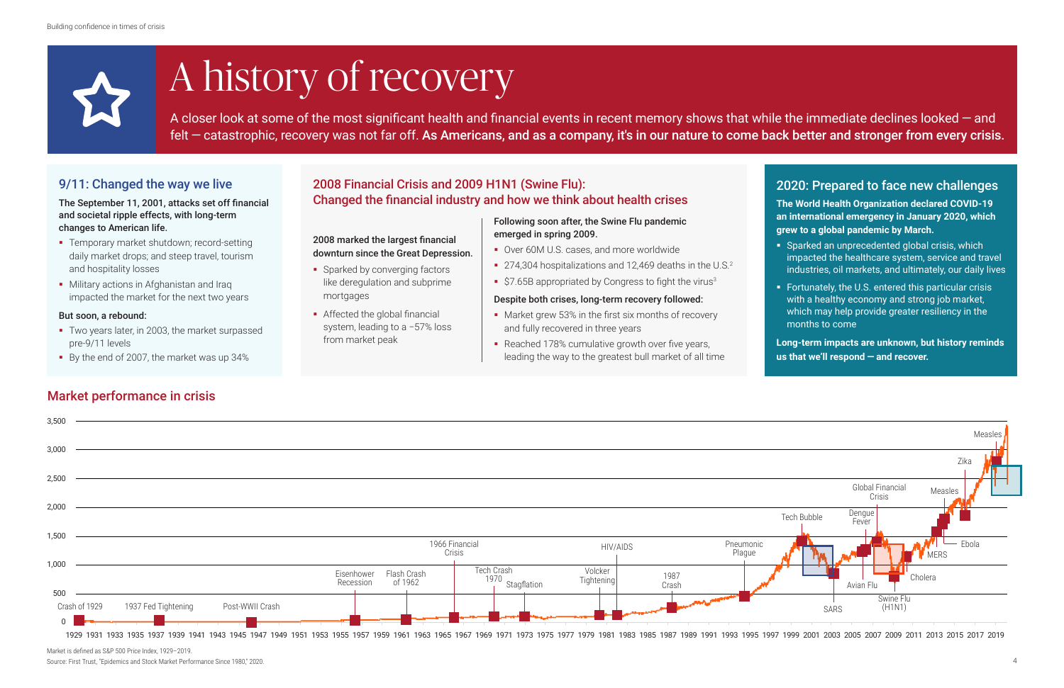# A history of recovery

A closer look at some of the most significant health and financial events in recent memory shows that while the immediate declines looked — and felt — catastrophic, recovery was not far off. **As Americans, and as a company, it's in our nature to come back better and stronger from every crisis.**

## 9/11: Changed the way we live

**The September 11, 2001, attacks set off financial and societal ripple effects, with long-term changes to American life.**

- Temporary market shutdown; record-setting daily market drops; and steep travel, tourism and hospitality losses
- Military actions in Afghanistan and Iraq impacted the market for the next two years

**But soon, a rebound:**

- Two years later, in 2003, the market surpassed pre-9/11 levels
- By the end of 2007, the market was up 34%

## 2008 Financial Crisis and 2009 H1N1 (Swine Flu): Changed the financial industry and how we think about health crises

**2008 marked the largest financial downturn since the Great Depression.**

- Sparked by converging factors like deregulation and subprime mortgages
- Affected the global financial system, leading to a −57% loss from market peak

**Following soon after, the Swine Flu pandemic emerged in spring 2009.**

- Over 60M U.S. cases, and more worldwide
- 274,304 hospitalizations and 12,469 deaths in the U.S.[2]
- $7.65B appropriated by Congress to fight the virus[3]

**Despite both crises, long-term recovery followed:**

- Market grew 53% in the first six months of recovery and fully recovered in three years
- Reached 178% cumulative growth over five years, leading the way to the greatest bull market of all time

## 2020: Prepared to face new challenges

**The World Health Organization declared COVID-19 an international emergency in January 2020, which grew to a global pandemic by March.**

- Sparked an unprecedented global crisis, which impacted the healthcare system, service and travel industries, oil markets, and ultimately, our daily lives
- Fortunately, the U.S. entered this particular crisis with a healthy economy and strong job market, which may help provide greater resiliency in the months to come

**Long-term impacts are unknown, but history reminds us that we'll respond — and recover.**

## Market performance in crisis

Events marked on chart (1929–2019): Crash of 1929, 1937 Fed Tightening, Post-WWII Crash, Eisenhower Recession, Flash Crash of 1962, 1966 Financial Crisis, Tech Crash 1970, Stagflation, Volcker Tightening, HIV/AIDS, 1987 Crash, Pneumonic Plague, Tech Bubble, SARS, Avian Flu, Dengue Fever, Global Financial Crisis, Swine Flu (H1N1), Cholera, MERS, Measles, Ebola, Zika, Measles

Market is defined as S&P 500 Price Index, 1929–2019.

Source: First Trust, "Epidemics and Stock Market Performance Since 1980," 2020.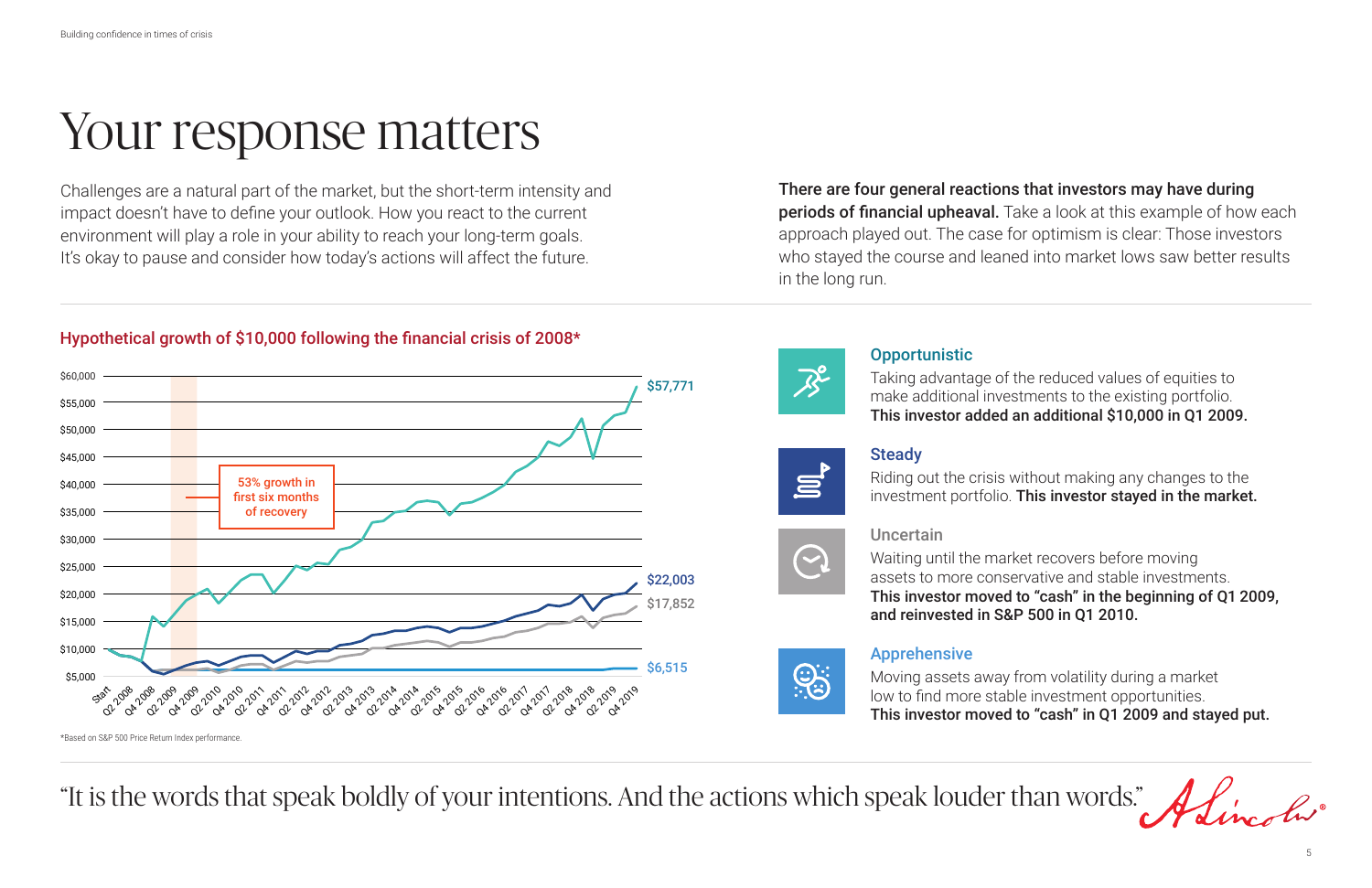# Your response matters

Challenges are a natural part of the market, but the short-term intensity and impact doesn't have to define your outlook. How you react to the current environment will play a role in your ability to reach your long-term goals. It's okay to pause and consider how today's actions will affect the future.

**There are four general reactions that investors may have during periods of financial upheaval.** Take a look at this example of how each approach played out. The case for optimism is clear: Those investors who stayed the course and leaned into market lows saw better results in the long run.

## Hypothetical growth of $10,000 following the financial crisis of 2008*

53% growth in first six months of recovery

$57,771

$22,003

$17,852

$6,515

*Based on S&P 500 Price Return Index performance.

### Opportunistic

Taking advantage of the reduced values of equities to make additional investments to the existing portfolio. **This investor added an additional $10,000 in Q1 2009.**

### Steady

Riding out the crisis without making any changes to the investment portfolio. **This investor stayed in the market.**

### Uncertain

Waiting until the market recovers before moving assets to more conservative and stable investments. **This investor moved to "cash" in the beginning of Q1 2009, and reinvested in S&P 500 in Q1 2010.**

### Apprehensive

Moving assets away from volatility during a market low to find more stable investment opportunities. **This investor moved to "cash" in Q1 2009 and stayed put.**

"It is the words that speak boldly of your intentions. And the actions which speak louder than words." A. Lincoln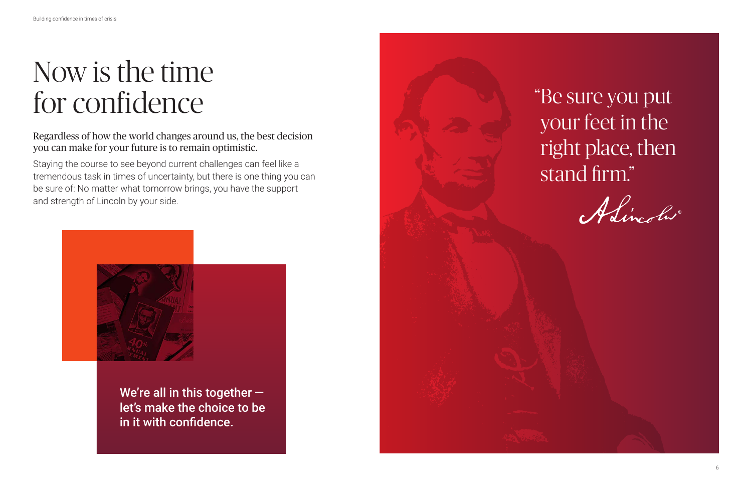# Now is the time for confidence

Regardless of how the world changes around us, the best decision you can make for your future is to remain optimistic.

Staying the course to see beyond current challenges can feel like a tremendous task in times of uncertainty, but there is one thing you can be sure of: No matter what tomorrow brings, you have the support and strength of Lincoln by your side.

**We're all in this together — let's make the choice to be in it with confidence.**

"Be sure you put your feet in the right place, then stand firm."

A. Lincoln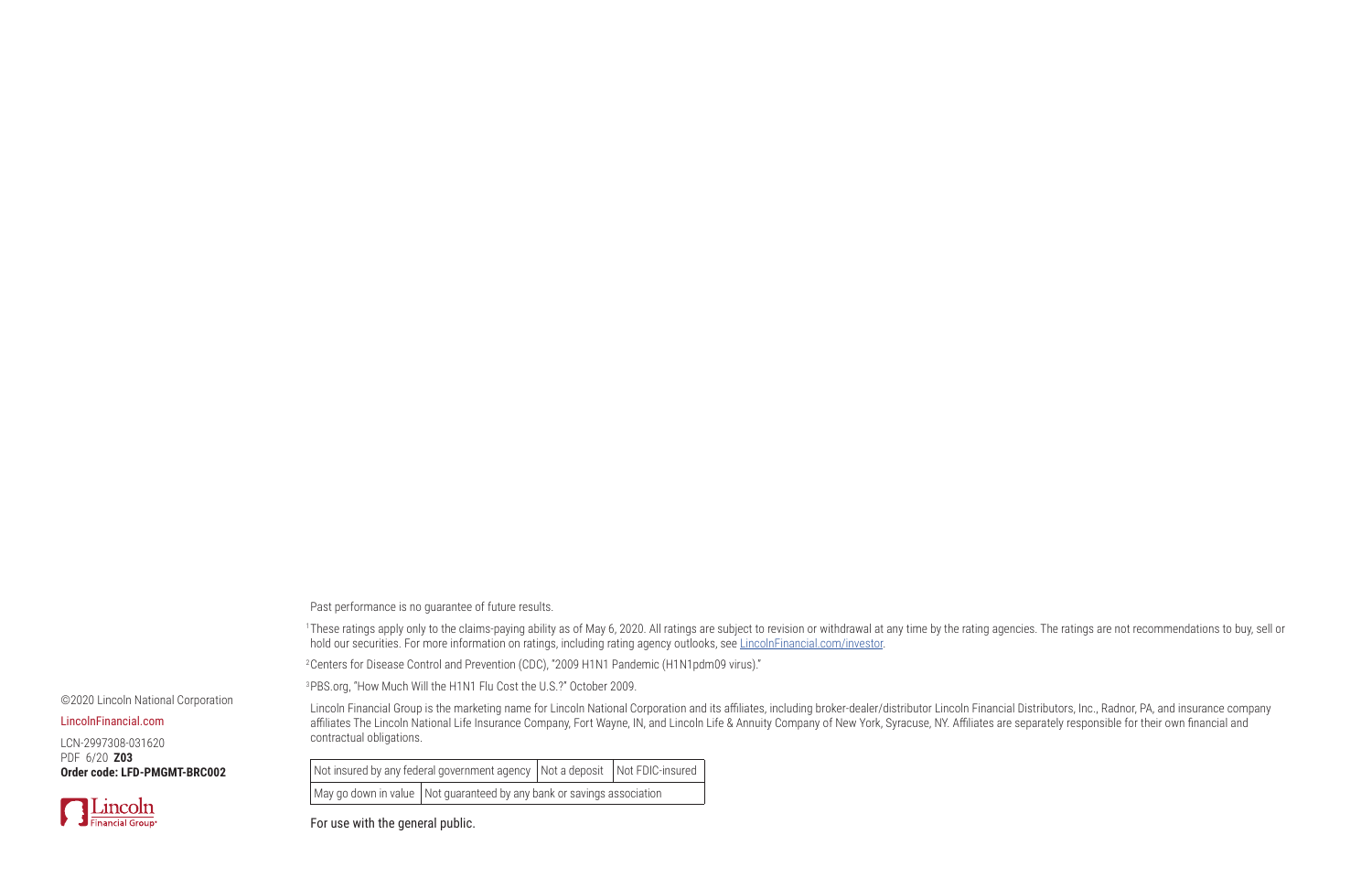Past performance is no guarantee of future results.

[1] These ratings apply only to the claims-paying ability as of May 6, 2020. All ratings are subject to revision or withdrawal at any time by the rating agencies. The ratings are not recommendations to buy, sell or hold our securities. For more information on ratings, including rating agency outlooks, see LincolnFinancial.com/investor.

[2] Centers for Disease Control and Prevention (CDC), "2009 H1N1 Pandemic (H1N1pdm09 virus)."

[3] PBS.org, "How Much Will the H1N1 Flu Cost the U.S.?" October 2009.

Lincoln Financial Group is the marketing name for Lincoln National Corporation and its affiliates, including broker-dealer/distributor Lincoln Financial Distributors, Inc., Radnor, PA, and insurance company affiliates The Lincoln National Life Insurance Company, Fort Wayne, IN, and Lincoln Life & Annuity Company of New York, Syracuse, NY. Affiliates are separately responsible for their own financial and contractual obligations.

| | | |
|---|---|---|
| Not insured by any federal government agency | Not a deposit | Not FDIC-insured |
| May go down in value | Not guaranteed by any bank or savings association | |

For use with the general public.

©2020 Lincoln National Corporation

LincolnFinancial.com

LCN-2997308-031620
PDF 6/20 **Z03**
**Order code: LFD-PMGMT-BRC002**

Lincoln Financial Group